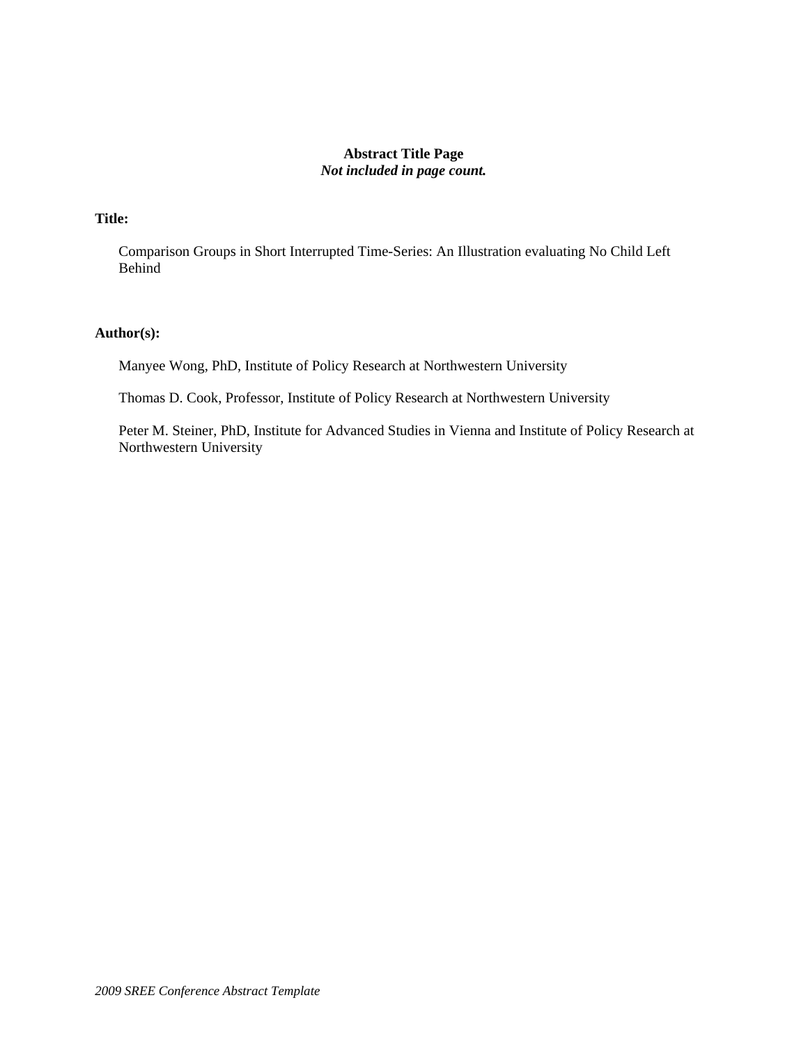**Abstract Title Page**
***Not included in page count.***

**Title:**

Comparison Groups in Short Interrupted Time-Series: An Illustration evaluating No Child Left Behind

**Author(s):**

Manyee Wong, PhD, Institute of Policy Research at Northwestern University

Thomas D. Cook, Professor, Institute of Policy Research at Northwestern University

Peter M. Steiner, PhD, Institute for Advanced Studies in Vienna and Institute of Policy Research at Northwestern University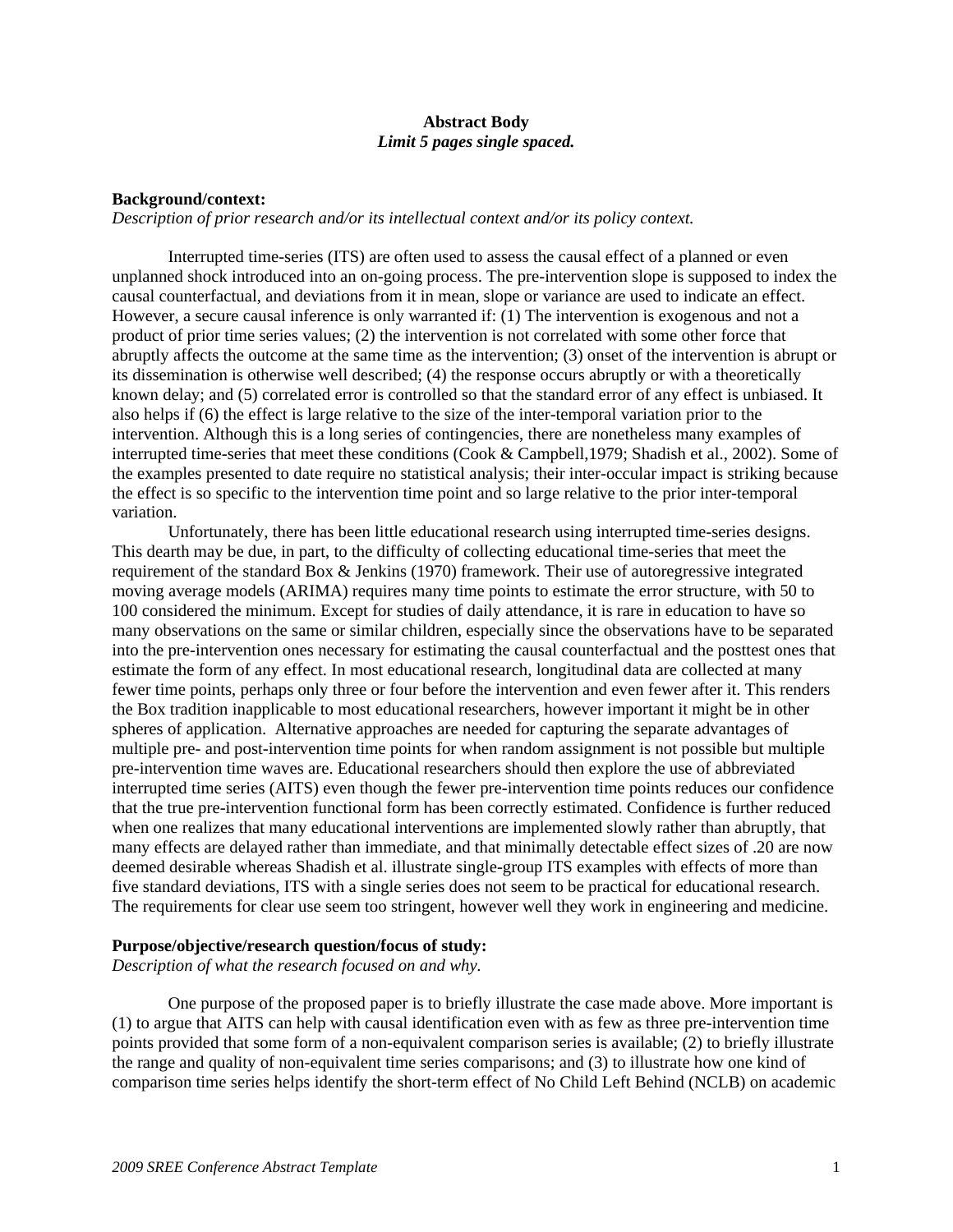**Abstract Body**
*Limit 5 pages single spaced.*

**Background/context:**
*Description of prior research and/or its intellectual context and/or its policy context.*

Interrupted time-series (ITS) are often used to assess the causal effect of a planned or even unplanned shock introduced into an on-going process. The pre-intervention slope is supposed to index the causal counterfactual, and deviations from it in mean, slope or variance are used to indicate an effect. However, a secure causal inference is only warranted if: (1) The intervention is exogenous and not a product of prior time series values; (2) the intervention is not correlated with some other force that abruptly affects the outcome at the same time as the intervention; (3) onset of the intervention is abrupt or its dissemination is otherwise well described; (4) the response occurs abruptly or with a theoretically known delay; and (5) correlated error is controlled so that the standard error of any effect is unbiased. It also helps if (6) the effect is large relative to the size of the inter-temporal variation prior to the intervention. Although this is a long series of contingencies, there are nonetheless many examples of interrupted time-series that meet these conditions (Cook & Campbell,1979; Shadish et al., 2002). Some of the examples presented to date require no statistical analysis; their inter-occular impact is striking because the effect is so specific to the intervention time point and so large relative to the prior inter-temporal variation.

Unfortunately, there has been little educational research using interrupted time-series designs. This dearth may be due, in part, to the difficulty of collecting educational time-series that meet the requirement of the standard Box & Jenkins (1970) framework. Their use of autoregressive integrated moving average models (ARIMA) requires many time points to estimate the error structure, with 50 to 100 considered the minimum. Except for studies of daily attendance, it is rare in education to have so many observations on the same or similar children, especially since the observations have to be separated into the pre-intervention ones necessary for estimating the causal counterfactual and the posttest ones that estimate the form of any effect. In most educational research, longitudinal data are collected at many fewer time points, perhaps only three or four before the intervention and even fewer after it. This renders the Box tradition inapplicable to most educational researchers, however important it might be in other spheres of application. Alternative approaches are needed for capturing the separate advantages of multiple pre- and post-intervention time points for when random assignment is not possible but multiple pre-intervention time waves are. Educational researchers should then explore the use of abbreviated interrupted time series (AITS) even though the fewer pre-intervention time points reduces our confidence that the true pre-intervention functional form has been correctly estimated. Confidence is further reduced when one realizes that many educational interventions are implemented slowly rather than abruptly, that many effects are delayed rather than immediate, and that minimally detectable effect sizes of .20 are now deemed desirable whereas Shadish et al. illustrate single-group ITS examples with effects of more than five standard deviations, ITS with a single series does not seem to be practical for educational research. The requirements for clear use seem too stringent, however well they work in engineering and medicine.

**Purpose/objective/research question/focus of study:**
*Description of what the research focused on and why.*

One purpose of the proposed paper is to briefly illustrate the case made above. More important is (1) to argue that AITS can help with causal identification even with as few as three pre-intervention time points provided that some form of a non-equivalent comparison series is available; (2) to briefly illustrate the range and quality of non-equivalent time series comparisons; and (3) to illustrate how one kind of comparison time series helps identify the short-term effect of No Child Left Behind (NCLB) on academic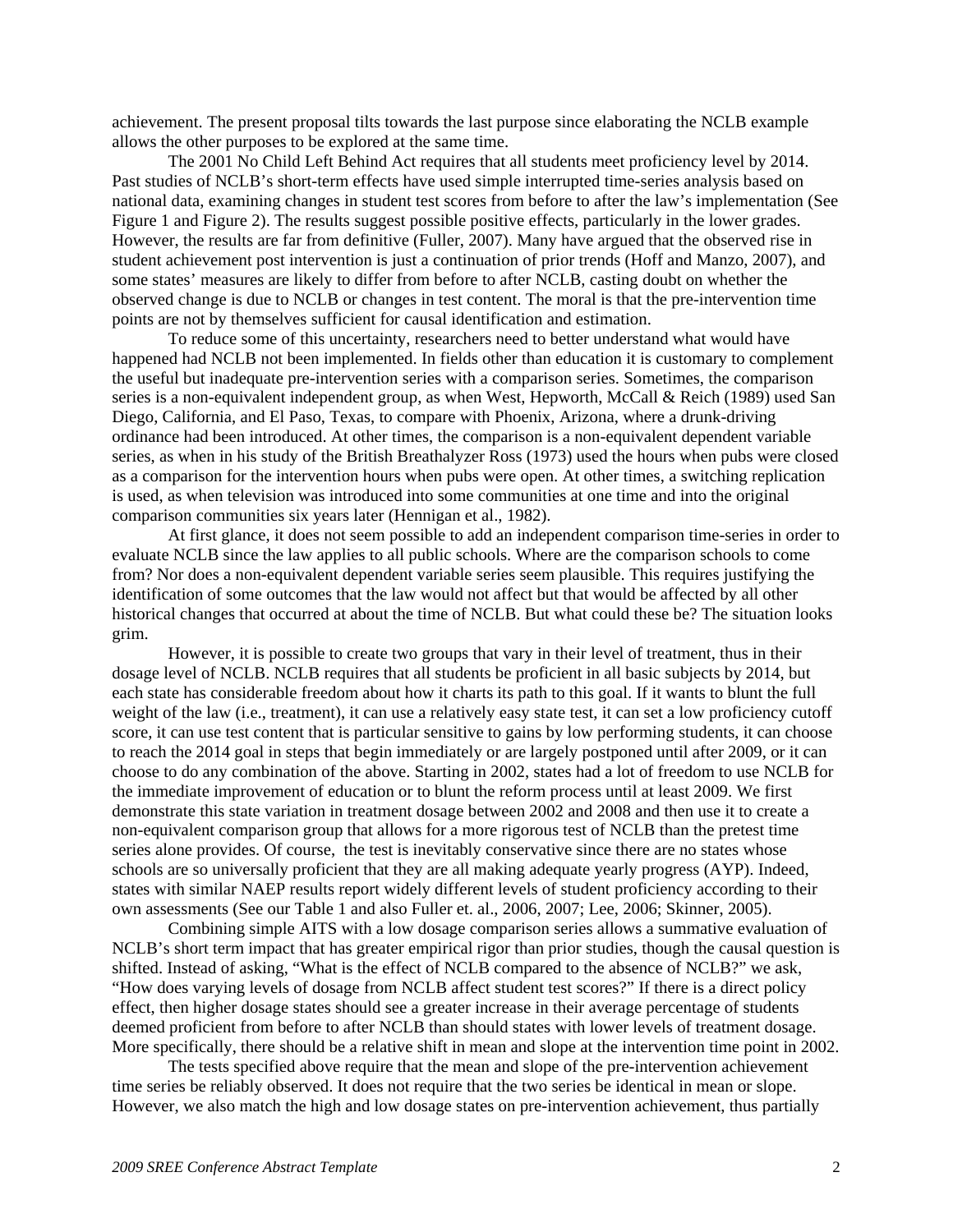achievement. The present proposal tilts towards the last purpose since elaborating the NCLB example allows the other purposes to be explored at the same time.

The 2001 No Child Left Behind Act requires that all students meet proficiency level by 2014. Past studies of NCLB's short-term effects have used simple interrupted time-series analysis based on national data, examining changes in student test scores from before to after the law's implementation (See Figure 1 and Figure 2). The results suggest possible positive effects, particularly in the lower grades. However, the results are far from definitive (Fuller, 2007). Many have argued that the observed rise in student achievement post intervention is just a continuation of prior trends (Hoff and Manzo, 2007), and some states' measures are likely to differ from before to after NCLB, casting doubt on whether the observed change is due to NCLB or changes in test content. The moral is that the pre-intervention time points are not by themselves sufficient for causal identification and estimation.

To reduce some of this uncertainty, researchers need to better understand what would have happened had NCLB not been implemented. In fields other than education it is customary to complement the useful but inadequate pre-intervention series with a comparison series. Sometimes, the comparison series is a non-equivalent independent group, as when West, Hepworth, McCall & Reich (1989) used San Diego, California, and El Paso, Texas, to compare with Phoenix, Arizona, where a drunk-driving ordinance had been introduced. At other times, the comparison is a non-equivalent dependent variable series, as when in his study of the British Breathalyzer Ross (1973) used the hours when pubs were closed as a comparison for the intervention hours when pubs were open. At other times, a switching replication is used, as when television was introduced into some communities at one time and into the original comparison communities six years later (Hennigan et al., 1982).

At first glance, it does not seem possible to add an independent comparison time-series in order to evaluate NCLB since the law applies to all public schools. Where are the comparison schools to come from? Nor does a non-equivalent dependent variable series seem plausible. This requires justifying the identification of some outcomes that the law would not affect but that would be affected by all other historical changes that occurred at about the time of NCLB. But what could these be? The situation looks grim.

However, it is possible to create two groups that vary in their level of treatment, thus in their dosage level of NCLB. NCLB requires that all students be proficient in all basic subjects by 2014, but each state has considerable freedom about how it charts its path to this goal. If it wants to blunt the full weight of the law (i.e., treatment), it can use a relatively easy state test, it can set a low proficiency cutoff score, it can use test content that is particular sensitive to gains by low performing students, it can choose to reach the 2014 goal in steps that begin immediately or are largely postponed until after 2009, or it can choose to do any combination of the above. Starting in 2002, states had a lot of freedom to use NCLB for the immediate improvement of education or to blunt the reform process until at least 2009. We first demonstrate this state variation in treatment dosage between 2002 and 2008 and then use it to create a non-equivalent comparison group that allows for a more rigorous test of NCLB than the pretest time series alone provides. Of course, the test is inevitably conservative since there are no states whose schools are so universally proficient that they are all making adequate yearly progress (AYP). Indeed, states with similar NAEP results report widely different levels of student proficiency according to their own assessments (See our Table 1 and also Fuller et. al., 2006, 2007; Lee, 2006; Skinner, 2005).

Combining simple AITS with a low dosage comparison series allows a summative evaluation of NCLB's short term impact that has greater empirical rigor than prior studies, though the causal question is shifted. Instead of asking, "What is the effect of NCLB compared to the absence of NCLB?" we ask, "How does varying levels of dosage from NCLB affect student test scores?" If there is a direct policy effect, then higher dosage states should see a greater increase in their average percentage of students deemed proficient from before to after NCLB than should states with lower levels of treatment dosage. More specifically, there should be a relative shift in mean and slope at the intervention time point in 2002.

The tests specified above require that the mean and slope of the pre-intervention achievement time series be reliably observed. It does not require that the two series be identical in mean or slope. However, we also match the high and low dosage states on pre-intervention achievement, thus partially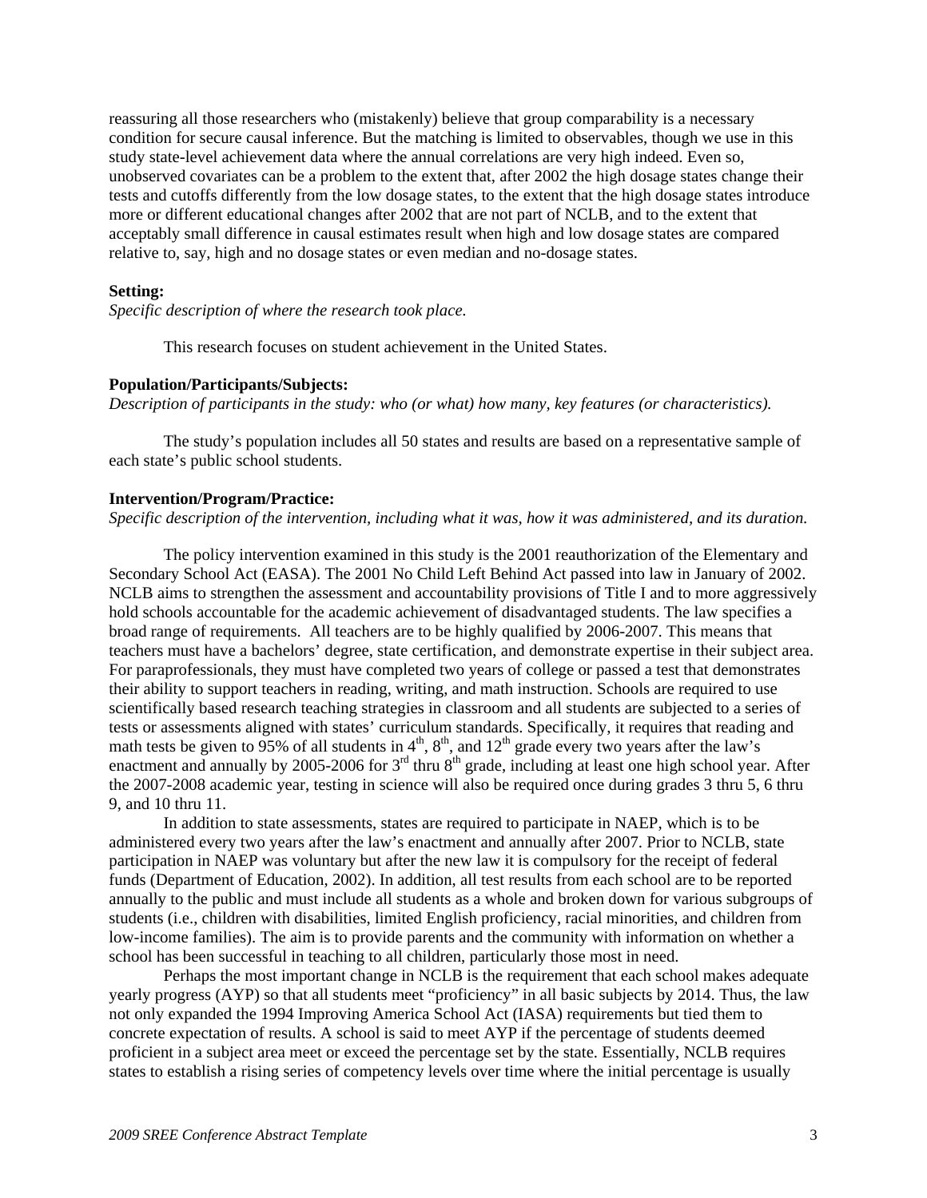reassuring all those researchers who (mistakenly) believe that group comparability is a necessary condition for secure causal inference. But the matching is limited to observables, though we use in this study state-level achievement data where the annual correlations are very high indeed. Even so, unobserved covariates can be a problem to the extent that, after 2002 the high dosage states change their tests and cutoffs differently from the low dosage states, to the extent that the high dosage states introduce more or different educational changes after 2002 that are not part of NCLB, and to the extent that acceptably small difference in causal estimates result when high and low dosage states are compared relative to, say, high and no dosage states or even median and no-dosage states.

**Setting:**
*Specific description of where the research took place.*

This research focuses on student achievement in the United States.

**Population/Participants/Subjects:**
*Description of participants in the study: who (or what) how many, key features (or characteristics).*

The study's population includes all 50 states and results are based on a representative sample of each state's public school students.

**Intervention/Program/Practice:**
*Specific description of the intervention, including what it was, how it was administered, and its duration.*

The policy intervention examined in this study is the 2001 reauthorization of the Elementary and Secondary School Act (EASA). The 2001 No Child Left Behind Act passed into law in January of 2002. NCLB aims to strengthen the assessment and accountability provisions of Title I and to more aggressively hold schools accountable for the academic achievement of disadvantaged students. The law specifies a broad range of requirements. All teachers are to be highly qualified by 2006-2007. This means that teachers must have a bachelors' degree, state certification, and demonstrate expertise in their subject area. For paraprofessionals, they must have completed two years of college or passed a test that demonstrates their ability to support teachers in reading, writing, and math instruction. Schools are required to use scientifically based research teaching strategies in classroom and all students are subjected to a series of tests or assessments aligned with states' curriculum standards. Specifically, it requires that reading and math tests be given to 95% of all students in 4th, 8th, and 12th grade every two years after the law's enactment and annually by 2005-2006 for 3rd thru 8th grade, including at least one high school year. After the 2007-2008 academic year, testing in science will also be required once during grades 3 thru 5, 6 thru 9, and 10 thru 11.

In addition to state assessments, states are required to participate in NAEP, which is to be administered every two years after the law's enactment and annually after 2007. Prior to NCLB, state participation in NAEP was voluntary but after the new law it is compulsory for the receipt of federal funds (Department of Education, 2002). In addition, all test results from each school are to be reported annually to the public and must include all students as a whole and broken down for various subgroups of students (i.e., children with disabilities, limited English proficiency, racial minorities, and children from low-income families). The aim is to provide parents and the community with information on whether a school has been successful in teaching to all children, particularly those most in need.

Perhaps the most important change in NCLB is the requirement that each school makes adequate yearly progress (AYP) so that all students meet "proficiency" in all basic subjects by 2014. Thus, the law not only expanded the 1994 Improving America School Act (IASA) requirements but tied them to concrete expectation of results. A school is said to meet AYP if the percentage of students deemed proficient in a subject area meet or exceed the percentage set by the state. Essentially, NCLB requires states to establish a rising series of competency levels over time where the initial percentage is usually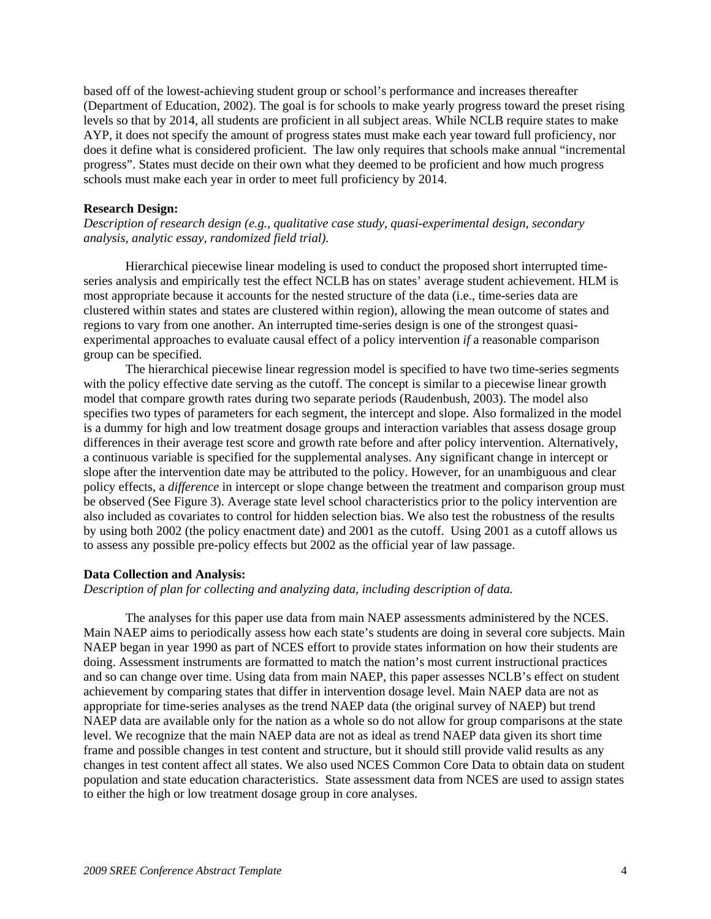based off of the lowest-achieving student group or school's performance and increases thereafter (Department of Education, 2002). The goal is for schools to make yearly progress toward the preset rising levels so that by 2014, all students are proficient in all subject areas. While NCLB require states to make AYP, it does not specify the amount of progress states must make each year toward full proficiency, nor does it define what is considered proficient. The law only requires that schools make annual "incremental progress". States must decide on their own what they deemed to be proficient and how much progress schools must make each year in order to meet full proficiency by 2014.

**Research Design:**

*Description of research design (e.g., qualitative case study, quasi-experimental design, secondary analysis, analytic essay, randomized field trial).*

Hierarchical piecewise linear modeling is used to conduct the proposed short interrupted time-series analysis and empirically test the effect NCLB has on states' average student achievement. HLM is most appropriate because it accounts for the nested structure of the data (i.e., time-series data are clustered within states and states are clustered within region), allowing the mean outcome of states and regions to vary from one another. An interrupted time-series design is one of the strongest quasi-experimental approaches to evaluate causal effect of a policy intervention *if* a reasonable comparison group can be specified.

The hierarchical piecewise linear regression model is specified to have two time-series segments with the policy effective date serving as the cutoff. The concept is similar to a piecewise linear growth model that compare growth rates during two separate periods (Raudenbush, 2003). The model also specifies two types of parameters for each segment, the intercept and slope. Also formalized in the model is a dummy for high and low treatment dosage groups and interaction variables that assess dosage group differences in their average test score and growth rate before and after policy intervention. Alternatively, a continuous variable is specified for the supplemental analyses. Any significant change in intercept or slope after the intervention date may be attributed to the policy. However, for an unambiguous and clear policy effects, a *difference* in intercept or slope change between the treatment and comparison group must be observed (See Figure 3). Average state level school characteristics prior to the policy intervention are also included as covariates to control for hidden selection bias. We also test the robustness of the results by using both 2002 (the policy enactment date) and 2001 as the cutoff. Using 2001 as a cutoff allows us to assess any possible pre-policy effects but 2002 as the official year of law passage.

**Data Collection and Analysis:**

*Description of plan for collecting and analyzing data, including description of data.*

The analyses for this paper use data from main NAEP assessments administered by the NCES. Main NAEP aims to periodically assess how each state's students are doing in several core subjects. Main NAEP began in year 1990 as part of NCES effort to provide states information on how their students are doing. Assessment instruments are formatted to match the nation's most current instructional practices and so can change over time. Using data from main NAEP, this paper assesses NCLB's effect on student achievement by comparing states that differ in intervention dosage level. Main NAEP data are not as appropriate for time-series analyses as the trend NAEP data (the original survey of NAEP) but trend NAEP data are available only for the nation as a whole so do not allow for group comparisons at the state level. We recognize that the main NAEP data are not as ideal as trend NAEP data given its short time frame and possible changes in test content and structure, but it should still provide valid results as any changes in test content affect all states. We also used NCES Common Core Data to obtain data on student population and state education characteristics. State assessment data from NCES are used to assign states to either the high or low treatment dosage group in core analyses.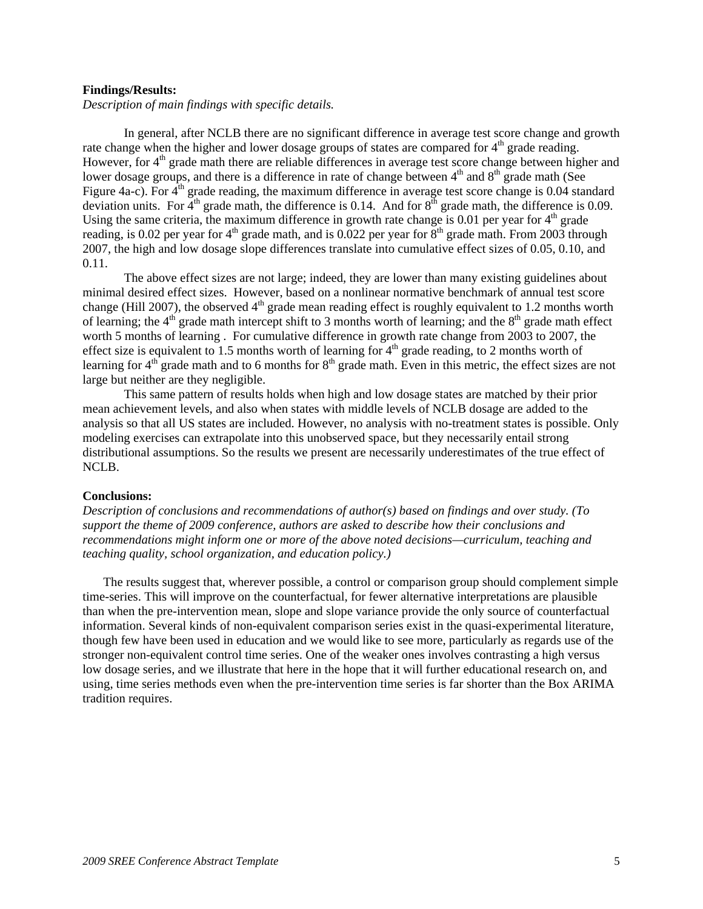**Findings/Results:**

*Description of main findings with specific details.*

In general, after NCLB there are no significant difference in average test score change and growth rate change when the higher and lower dosage groups of states are compared for 4th grade reading. However, for 4th grade math there are reliable differences in average test score change between higher and lower dosage groups, and there is a difference in rate of change between 4th and 8th grade math (See Figure 4a-c). For 4th grade reading, the maximum difference in average test score change is 0.04 standard deviation units. For 4th grade math, the difference is 0.14. And for 8th grade math, the difference is 0.09. Using the same criteria, the maximum difference in growth rate change is 0.01 per year for 4th grade reading, is 0.02 per year for 4th grade math, and is 0.022 per year for 8th grade math. From 2003 through 2007, the high and low dosage slope differences translate into cumulative effect sizes of 0.05, 0.10, and 0.11.

The above effect sizes are not large; indeed, they are lower than many existing guidelines about minimal desired effect sizes. However, based on a nonlinear normative benchmark of annual test score change (Hill 2007), the observed 4th grade mean reading effect is roughly equivalent to 1.2 months worth of learning; the 4th grade math intercept shift to 3 months worth of learning; and the 8th grade math effect worth 5 months of learning . For cumulative difference in growth rate change from 2003 to 2007, the effect size is equivalent to 1.5 months worth of learning for 4th grade reading, to 2 months worth of learning for 4th grade math and to 6 months for 8th grade math. Even in this metric, the effect sizes are not large but neither are they negligible.

This same pattern of results holds when high and low dosage states are matched by their prior mean achievement levels, and also when states with middle levels of NCLB dosage are added to the analysis so that all US states are included. However, no analysis with no-treatment states is possible. Only modeling exercises can extrapolate into this unobserved space, but they necessarily entail strong distributional assumptions. So the results we present are necessarily underestimates of the true effect of NCLB.

**Conclusions:**

*Description of conclusions and recommendations of author(s) based on findings and over study. (To support the theme of 2009 conference, authors are asked to describe how their conclusions and recommendations might inform one or more of the above noted decisions—curriculum, teaching and teaching quality, school organization, and education policy.)*

The results suggest that, wherever possible, a control or comparison group should complement simple time-series. This will improve on the counterfactual, for fewer alternative interpretations are plausible than when the pre-intervention mean, slope and slope variance provide the only source of counterfactual information. Several kinds of non-equivalent comparison series exist in the quasi-experimental literature, though few have been used in education and we would like to see more, particularly as regards use of the stronger non-equivalent control time series. One of the weaker ones involves contrasting a high versus low dosage series, and we illustrate that here in the hope that it will further educational research on, and using, time series methods even when the pre-intervention time series is far shorter than the Box ARIMA tradition requires.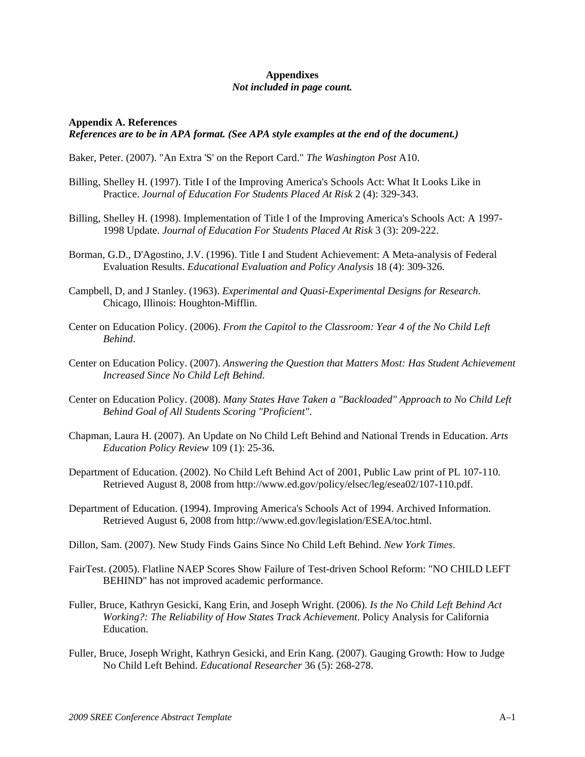**Appendixes**
***Not included in page count.***

**Appendix A. References**
***References are to be in APA format. (See APA style examples at the end of the document.)***

Baker, Peter. (2007). "An Extra 'S' on the Report Card." *The Washington Post* A10.

Billing, Shelley H. (1997). Title I of the Improving America's Schools Act: What It Looks Like in Practice. *Journal of Education For Students Placed At Risk* 2 (4): 329-343.

Billing, Shelley H. (1998). Implementation of Title I of the Improving America's Schools Act: A 1997-1998 Update. *Journal of Education For Students Placed At Risk* 3 (3): 209-222.

Borman, G.D., D'Agostino, J.V. (1996). Title I and Student Achievement: A Meta-analysis of Federal Evaluation Results. *Educational Evaluation and Policy Analysis* 18 (4): 309-326.

Campbell, D, and J Stanley. (1963). *Experimental and Quasi-Experimental Designs for Research*. Chicago, Illinois: Houghton-Mifflin.

Center on Education Policy. (2006). *From the Capitol to the Classroom: Year 4 of the No Child Left Behind*.

Center on Education Policy. (2007). *Answering the Question that Matters Most: Has Student Achievement Increased Since No Child Left Behind*.

Center on Education Policy. (2008). *Many States Have Taken a "Backloaded" Approach to No Child Left Behind Goal of All Students Scoring "Proficient"*.

Chapman, Laura H. (2007). An Update on No Child Left Behind and National Trends in Education. *Arts Education Policy Review* 109 (1): 25-36.

Department of Education. (2002). No Child Left Behind Act of 2001, Public Law print of PL 107-110. Retrieved August 8, 2008 from http://www.ed.gov/policy/elsec/leg/esea02/107-110.pdf.

Department of Education. (1994). Improving America's Schools Act of 1994. Archived Information. Retrieved August 6, 2008 from http://www.ed.gov/legislation/ESEA/toc.html.

Dillon, Sam. (2007). New Study Finds Gains Since No Child Left Behind. *New York Times*.

FairTest. (2005). Flatline NAEP Scores Show Failure of Test-driven School Reform: "NO CHILD LEFT BEHIND" has not improved academic performance.

Fuller, Bruce, Kathryn Gesicki, Kang Erin, and Joseph Wright. (2006). *Is the No Child Left Behind Act Working?: The Reliability of How States Track Achievement*. Policy Analysis for California Education.

Fuller, Bruce, Joseph Wright, Kathryn Gesicki, and Erin Kang. (2007). Gauging Growth: How to Judge No Child Left Behind. *Educational Researcher* 36 (5): 268-278.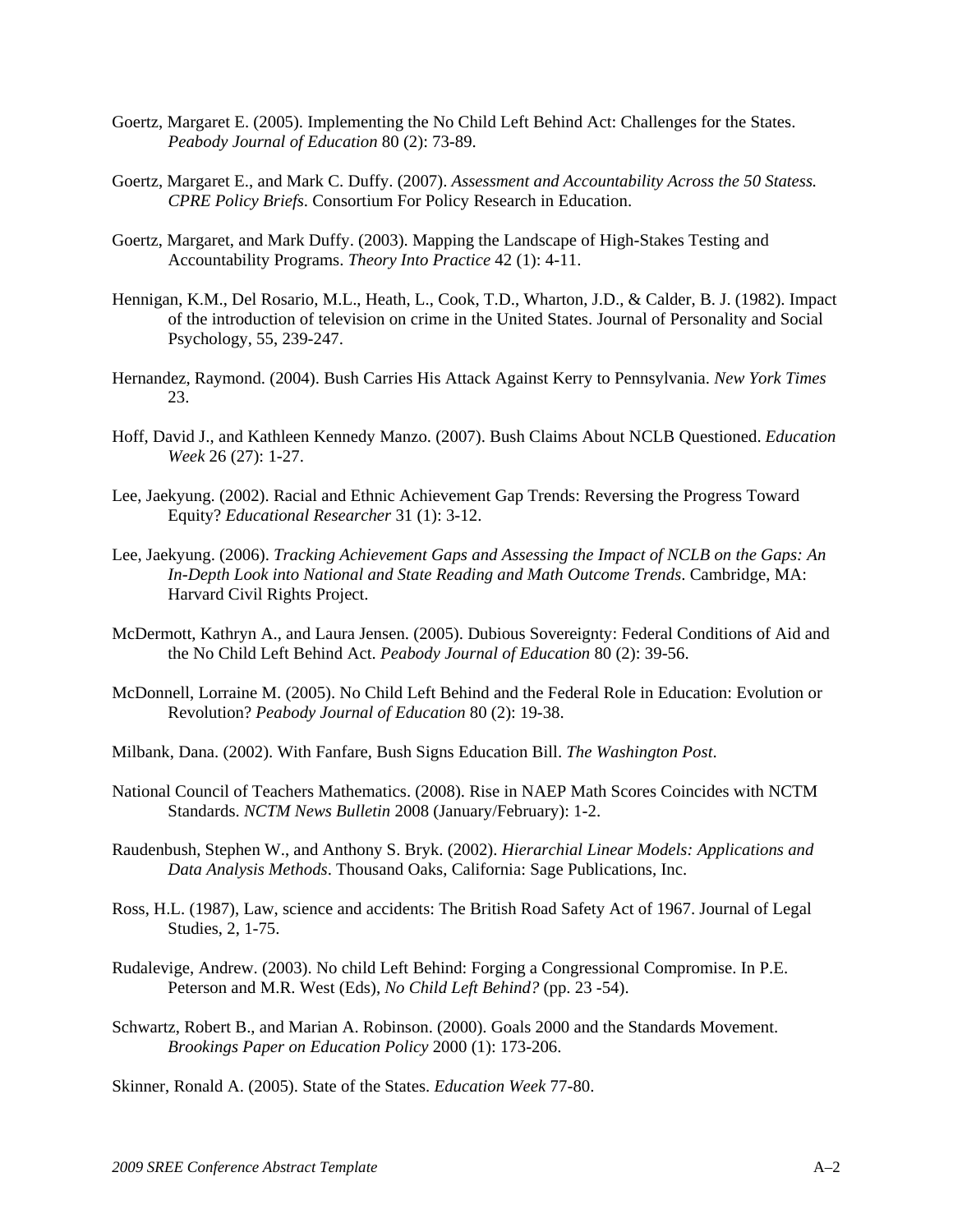Goertz, Margaret E. (2005). Implementing the No Child Left Behind Act: Challenges for the States. *Peabody Journal of Education* 80 (2): 73-89.

Goertz, Margaret E., and Mark C. Duffy. (2007). *Assessment and Accountability Across the 50 Statess. CPRE Policy Briefs*. Consortium For Policy Research in Education.

Goertz, Margaret, and Mark Duffy. (2003). Mapping the Landscape of High-Stakes Testing and Accountability Programs. *Theory Into Practice* 42 (1): 4-11.

Hennigan, K.M., Del Rosario, M.L., Heath, L., Cook, T.D., Wharton, J.D., & Calder, B. J. (1982). Impact of the introduction of television on crime in the United States. Journal of Personality and Social Psychology, 55, 239-247.

Hernandez, Raymond. (2004). Bush Carries His Attack Against Kerry to Pennsylvania. *New York Times* 23.

Hoff, David J., and Kathleen Kennedy Manzo. (2007). Bush Claims About NCLB Questioned. *Education Week* 26 (27): 1-27.

Lee, Jaekyung. (2002). Racial and Ethnic Achievement Gap Trends: Reversing the Progress Toward Equity? *Educational Researcher* 31 (1): 3-12.

Lee, Jaekyung. (2006). *Tracking Achievement Gaps and Assessing the Impact of NCLB on the Gaps: An In-Depth Look into National and State Reading and Math Outcome Trends*. Cambridge, MA: Harvard Civil Rights Project.

McDermott, Kathryn A., and Laura Jensen. (2005). Dubious Sovereignty: Federal Conditions of Aid and the No Child Left Behind Act. *Peabody Journal of Education* 80 (2): 39-56.

McDonnell, Lorraine M. (2005). No Child Left Behind and the Federal Role in Education: Evolution or Revolution? *Peabody Journal of Education* 80 (2): 19-38.

Milbank, Dana. (2002). With Fanfare, Bush Signs Education Bill. *The Washington Post*.

National Council of Teachers Mathematics. (2008). Rise in NAEP Math Scores Coincides with NCTM Standards. *NCTM News Bulletin* 2008 (January/February): 1-2.

Raudenbush, Stephen W., and Anthony S. Bryk. (2002). *Hierarchial Linear Models: Applications and Data Analysis Methods*. Thousand Oaks, California: Sage Publications, Inc.

Ross, H.L. (1987), Law, science and accidents: The British Road Safety Act of 1967. Journal of Legal Studies, 2, 1-75.

Rudalevige, Andrew. (2003). No child Left Behind: Forging a Congressional Compromise. In P.E. Peterson and M.R. West (Eds), *No Child Left Behind?* (pp. 23 -54).

Schwartz, Robert B., and Marian A. Robinson. (2000). Goals 2000 and the Standards Movement. *Brookings Paper on Education Policy* 2000 (1): 173-206.

Skinner, Ronald A. (2005). State of the States. *Education Week* 77-80.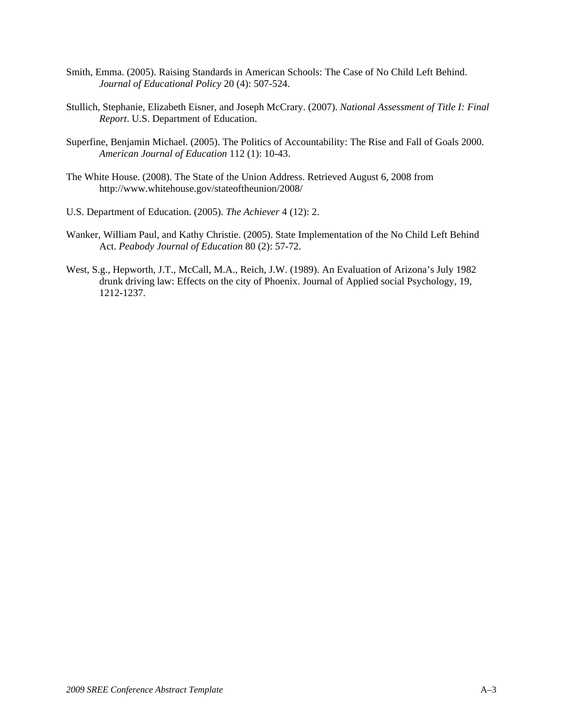Smith, Emma. (2005). Raising Standards in American Schools: The Case of No Child Left Behind. *Journal of Educational Policy* 20 (4): 507-524.

Stullich, Stephanie, Elizabeth Eisner, and Joseph McCrary. (2007). *National Assessment of Title I: Final Report*. U.S. Department of Education.

Superfine, Benjamin Michael. (2005). The Politics of Accountability: The Rise and Fall of Goals 2000. *American Journal of Education* 112 (1): 10-43.

The White House. (2008). The State of the Union Address. Retrieved August 6, 2008 from http://www.whitehouse.gov/stateoftheunion/2008/

U.S. Department of Education. (2005). *The Achiever* 4 (12): 2.

Wanker, William Paul, and Kathy Christie. (2005). State Implementation of the No Child Left Behind Act. *Peabody Journal of Education* 80 (2): 57-72.

West, S.g., Hepworth, J.T., McCall, M.A., Reich, J.W. (1989). An Evaluation of Arizona's July 1982 drunk driving law: Effects on the city of Phoenix. Journal of Applied social Psychology, 19, 1212-1237.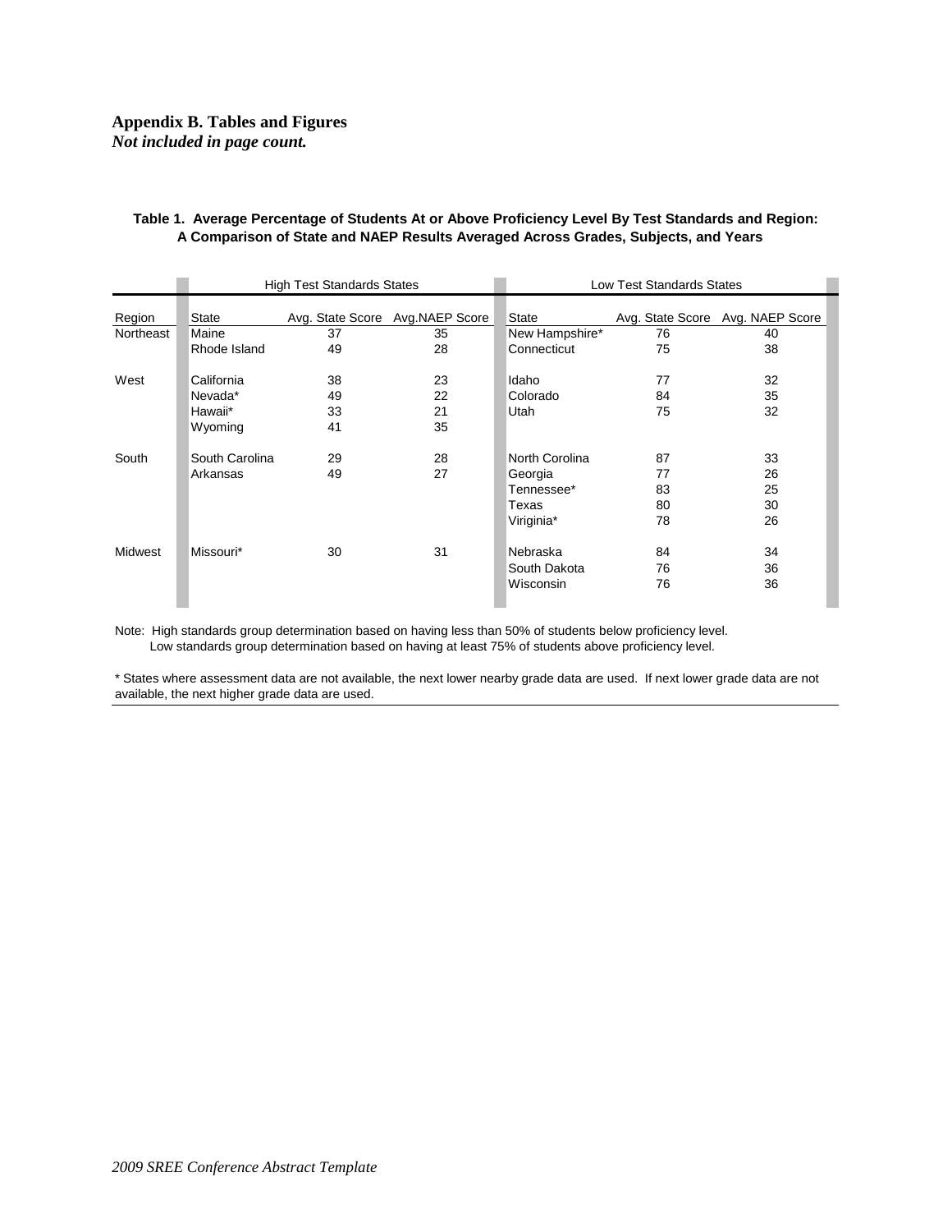**Appendix B. Tables and Figures**
***Not included in page count.***

**Table 1. Average Percentage of Students At or Above Proficiency Level By Test Standards and Region: A Comparison of State and NAEP Results Averaged Across Grades, Subjects, and Years**

| | High Test Standards States | | | Low Test Standards States | | |
|---|---|---|---|---|---|---|
| Region | State | Avg. State Score | Avg.NAEP Score | State | Avg. State Score | Avg. NAEP Score |
| Northeast | Maine | 37 | 35 | New Hampshire* | 76 | 40 |
| | Rhode Island | 49 | 28 | Connecticut | 75 | 38 |
| West | California | 38 | 23 | Idaho | 77 | 32 |
| | Nevada* | 49 | 22 | Colorado | 84 | 35 |
| | Hawaii* | 33 | 21 | Utah | 75 | 32 |
| | Wyoming | 41 | 35 | | | |
| South | South Carolina | 29 | 28 | North Corolina | 87 | 33 |
| | Arkansas | 49 | 27 | Georgia | 77 | 26 |
| | | | | Tennessee* | 83 | 25 |
| | | | | Texas | 80 | 30 |
| | | | | Viriginia* | 78 | 26 |
| Midwest | Missouri* | 30 | 31 | Nebraska | 84 | 34 |
| | | | | South Dakota | 76 | 36 |
| | | | | Wisconsin | 76 | 36 |

Note: High standards group determination based on having less than 50% of students below proficiency level.
Low standards group determination based on having at least 75% of students above proficiency level.

* States where assessment data are not available, the next lower nearby grade data are used. If next lower grade data are not available, the next higher grade data are used.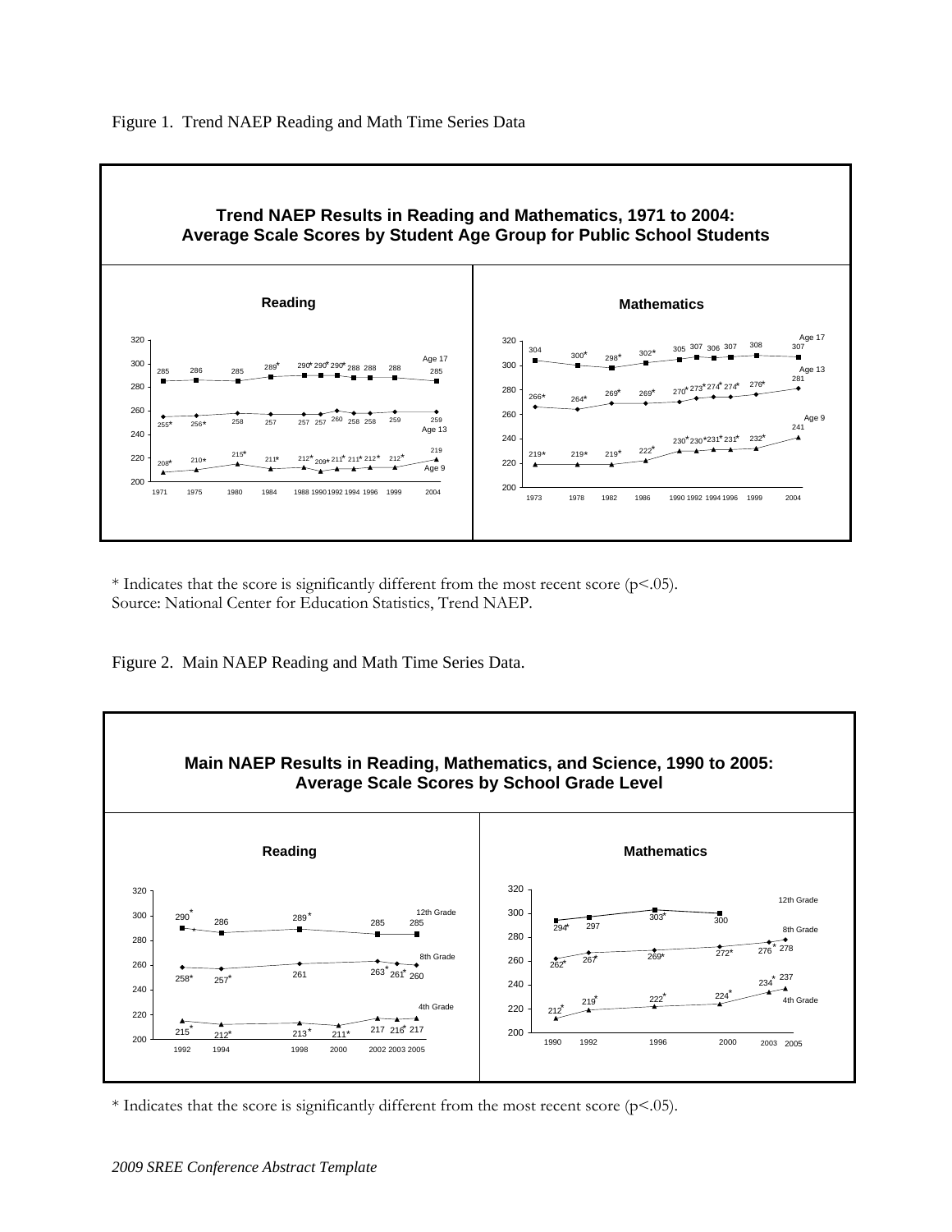Figure 1. Trend NAEP Reading and Math Time Series Data

**Trend NAEP Results in Reading and Mathematics, 1971 to 2004: Average Scale Scores by Student Age Group for Public School Students**

**Reading**

| | 1971 | 1975 | 1980 | 1984 | 1988 | 1990 | 1992 | 1994 | 1996 | 1999 | 2004 |
|---|---|---|---|---|---|---|---|---|---|---|---|
| Age 17 | 285 | 286 | 285 | 289* | 290* | 290* | 290* | 288 | 288 | 288 | 285 |
| Age 13 | 255* | 256* | 258 | 257 | 257 | 257 | 260 | 258 | 258 | 259 | 259 |
| Age 9 | 208* | 210* | 215* | 211* | 212* | 209* | 211* | 211* | 212* | 212* | 219 |

**Mathematics**

| | 1973 | 1978 | 1982 | 1986 | 1990 | 1992 | 1994 | 1996 | 1999 | 2004 |
|---|---|---|---|---|---|---|---|---|---|---|
| Age 17 | 304 | 300* | 298* | 302* | 305 | 307 | 306 | 307 | 308 | 307 |
| Age 13 | 266* | 264* | 269* | 269* | 270* | 273* | 274* | 274* | 276* | 281 |
| Age 9 | 219* | 219* | 219* | 222* | 230* | 230* | 231* | 231* | 232* | 241 |

\* Indicates that the score is significantly different from the most recent score (p<.05).
Source: National Center for Education Statistics, Trend NAEP.

Figure 2. Main NAEP Reading and Math Time Series Data.

**Main NAEP Results in Reading, Mathematics, and Science, 1990 to 2005: Average Scale Scores by School Grade Level**

**Reading**

| | 1992 | 1994 | 1998 | 2000 | 2002 | 2003 | 2005 |
|---|---|---|---|---|---|---|---|
| 12th Grade | 290* | 286 | 289* | | 285 | | 285 |
| 8th Grade | 258* | 257* | 261 | | 263* | 261* | 260 |
| 4th Grade | 215* | 212* | 213* | 211* | 217 | 216* | 217 |

**Mathematics**

| | 1990 | 1992 | 1996 | 2000 | 2003 | 2005 |
|---|---|---|---|---|---|---|
| 12th Grade | 294* | 297 | 303* | 300 | | |
| 8th Grade | 262* | 267* | 269* | 272* | 276* | 278 |
| 4th Grade | 212* | 219* | 222* | 224* | 234* | 237 |

\* Indicates that the score is significantly different from the most recent score (p<.05).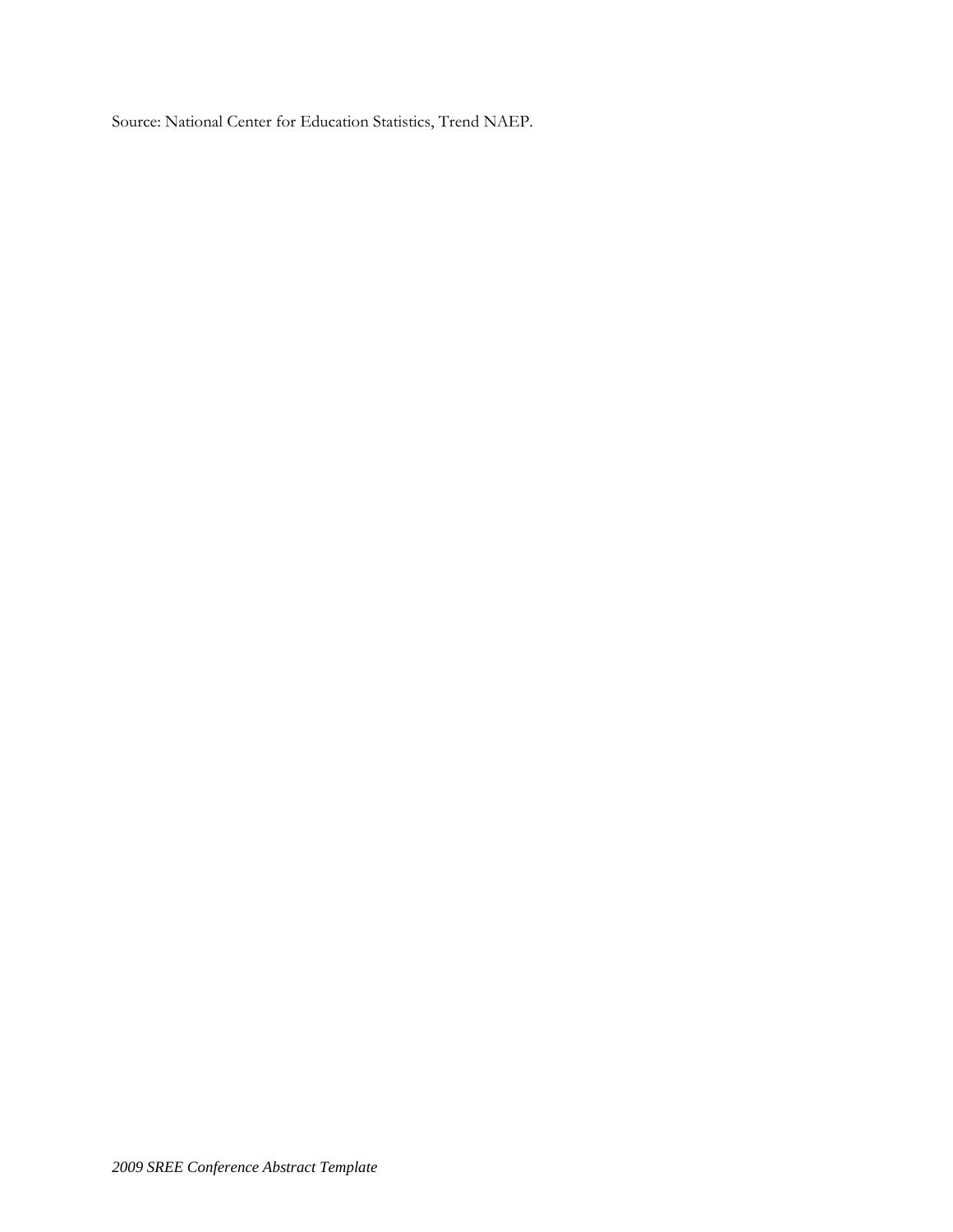Source: National Center for Education Statistics, Trend NAEP.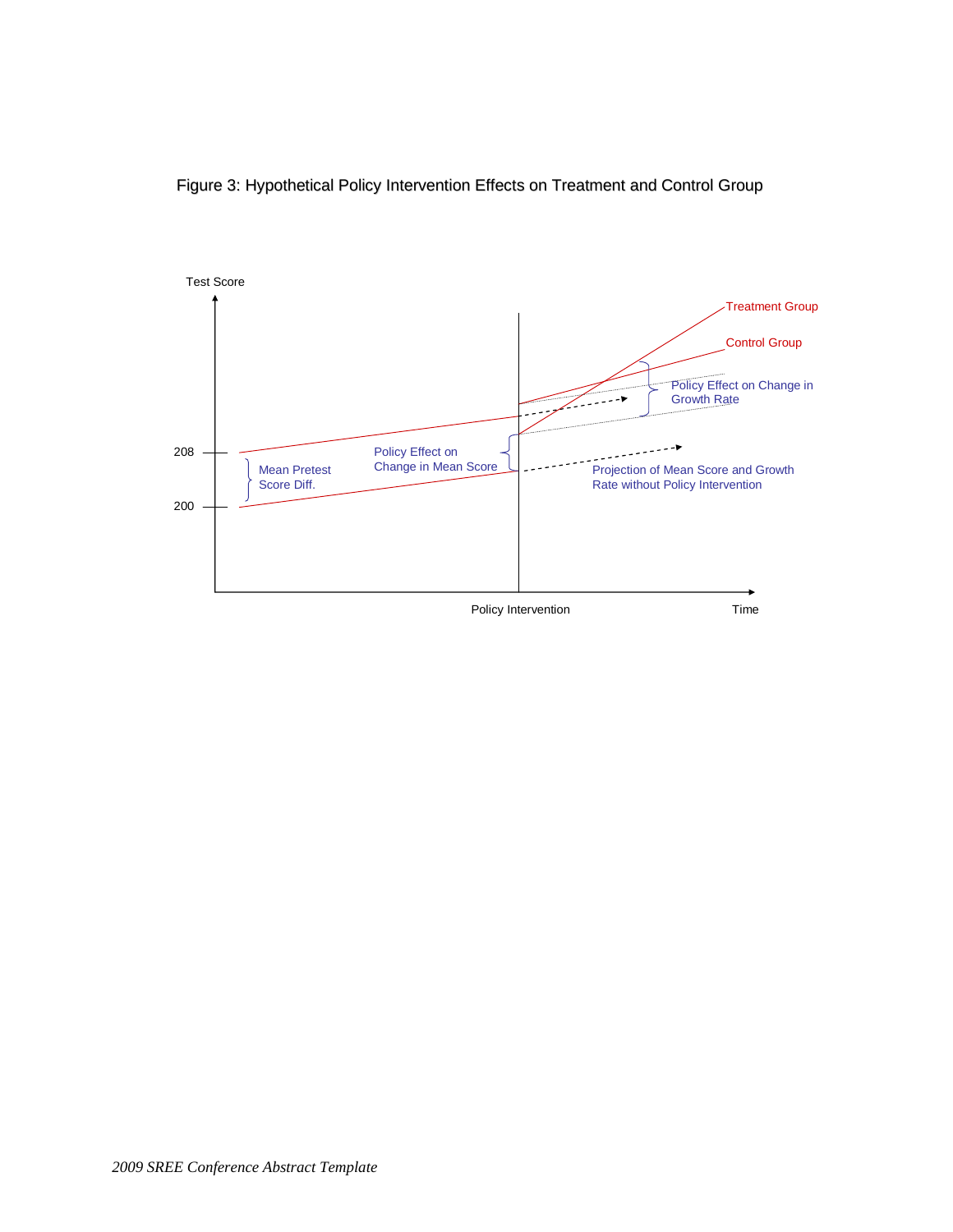Figure 3: Hypothetical Policy Intervention Effects on Treatment and Control Group

Test Score

Treatment Group

Control Group

Policy Effect on Change in Growth Rate

208

Policy Effect on Change in Mean Score

Mean Pretest Score Diff.

Projection of Mean Score and Growth Rate without Policy Intervention

200

Policy Intervention

Time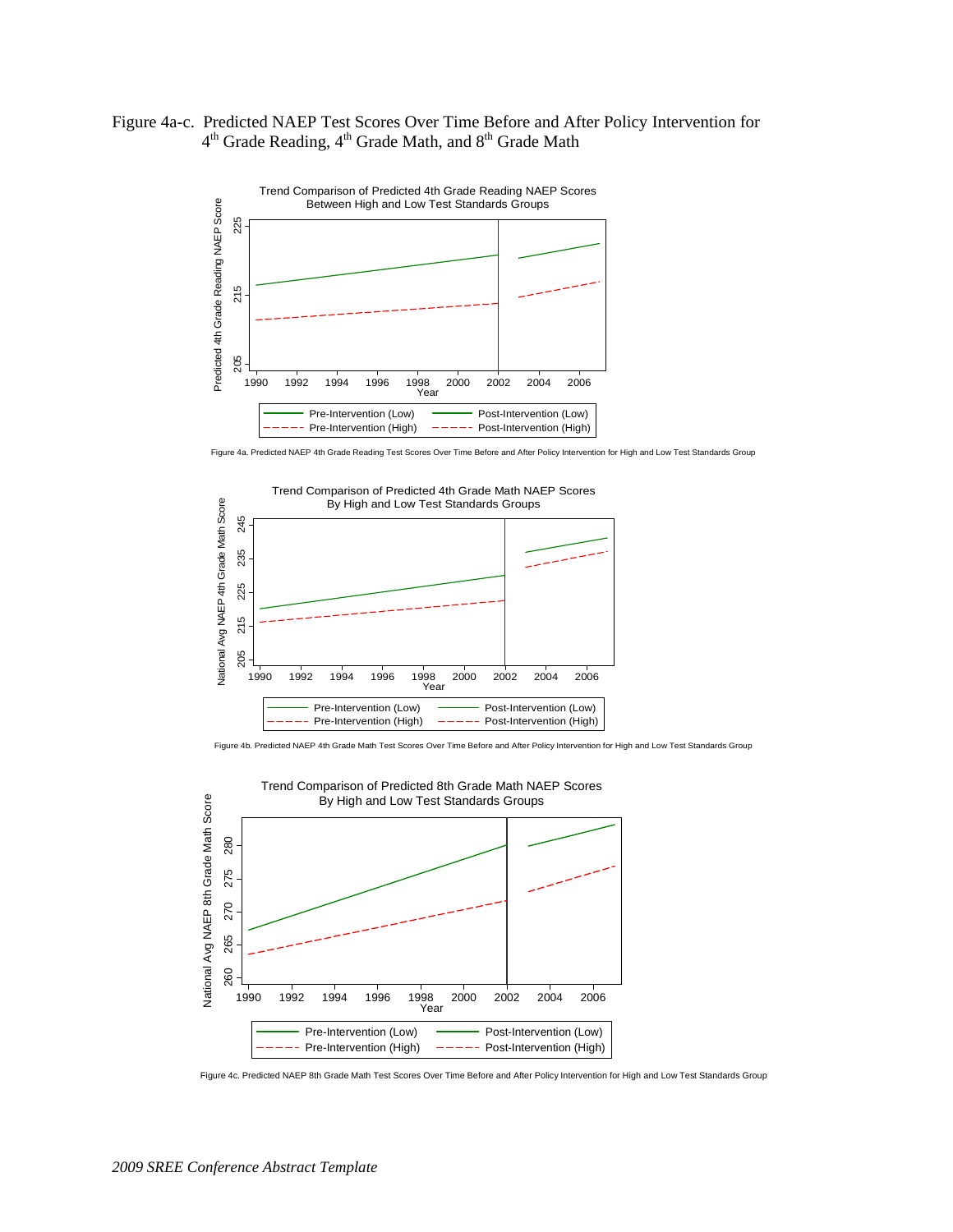Figure 4a-c. Predicted NAEP Test Scores Over Time Before and After Policy Intervention for 4th Grade Reading, 4th Grade Math, and 8th Grade Math

Trend Comparison of Predicted 4th Grade Reading NAEP Scores
Between High and Low Test Standards Groups

Predicted 4th Grade Reading NAEP Score

205
215
225

1990 1992 1994 1996 1998 2000 2002 2004 2006
Year

Pre-Intervention (Low) Post-Intervention (Low)
Pre-Intervention (High) Post-Intervention (High)

Figure 4a. Predicted NAEP 4th Grade Reading Test Scores Over Time Before and After Policy Intervention for High and Low Test Standards Group

Trend Comparison of Predicted 4th Grade Math NAEP Scores
By High and Low Test Standards Groups

National Avg NAEP 4th Grade Math Score

205
215
225
235
245

1990 1992 1994 1996 1998 2000 2002 2004 2006
Year

Pre-Intervention (Low) Post-Intervention (Low)
Pre-Intervention (High) Post-Intervention (High)

Figure 4b. Predicted NAEP 4th Grade Math Test Scores Over Time Before and After Policy Intervention for High and Low Test Standards Group

Trend Comparison of Predicted 8th Grade Math NAEP Scores
By High and Low Test Standards Groups

National Avg NAEP 8th Grade Math Score

260
265
270
275
280

1990 1992 1994 1996 1998 2000 2002 2004 2006
Year

Pre-Intervention (Low) Post-Intervention (Low)
Pre-Intervention (High) Post-Intervention (High)

Figure 4c. Predicted NAEP 8th Grade Math Test Scores Over Time Before and After Policy Intervention for High and Low Test Standards Group